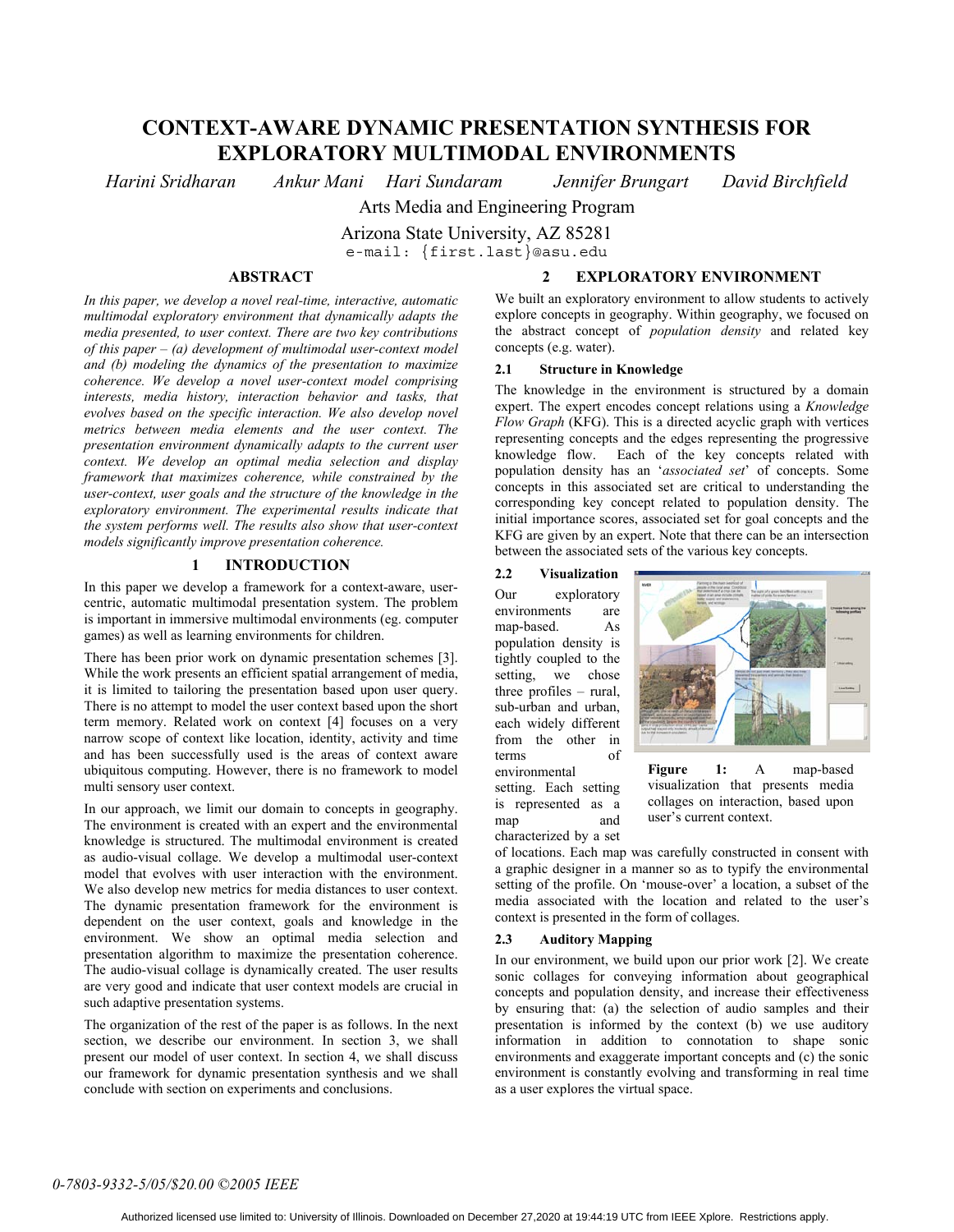# CONTEXT-AWARE DYNAMIC PRESENTATION SYNTHESIS FOR EXPLORATORY MULTIMODAL ENVIRONMENTS

*Harini Sridharan* *Ankur Mani* *Hari Sundaram* *Jennifer Brungart* *David Birchfield*

Arts Media and Engineering Program

Arizona State University, AZ 85281

e-mail: {first.last}@asu.edu

## ABSTRACT

*In this paper, we develop a novel real-time, interactive, automatic multimodal exploratory environment that dynamically adapts the media presented, to user context. There are two key contributions of this paper – (a) development of multimodal user-context model and (b) modeling the dynamics of the presentation to maximize coherence. We develop a novel user-context model comprising interests, media history, interaction behavior and tasks, that evolves based on the specific interaction. We also develop novel metrics between media elements and the user context. The presentation environment dynamically adapts to the current user context. We develop an optimal media selection and display framework that maximizes coherence, while constrained by the user-context, user goals and the structure of the knowledge in the exploratory environment. The experimental results indicate that the system performs well. The results also show that user-context models significantly improve presentation coherence.*

## 1 INTRODUCTION

In this paper we develop a framework for a context-aware, user-centric, automatic multimodal presentation system. The problem is important in immersive multimodal environments (eg. computer games) as well as learning environments for children.

There has been prior work on dynamic presentation schemes [3]. While the work presents an efficient spatial arrangement of media, it is limited to tailoring the presentation based upon user query. There is no attempt to model the user context based upon the short term memory. Related work on context [4] focuses on a very narrow scope of context like location, identity, activity and time and has been successfully used is the areas of context aware ubiquitous computing. However, there is no framework to model multi sensory user context.

In our approach, we limit our domain to concepts in geography. The environment is created with an expert and the environmental knowledge is structured. The multimodal environment is created as audio-visual collage. We develop a multimodal user-context model that evolves with user interaction with the environment. We also develop new metrics for media distances to user context. The dynamic presentation framework for the environment is dependent on the user context, goals and knowledge in the environment. We show an optimal media selection and presentation algorithm to maximize the presentation coherence. The audio-visual collage is dynamically created. The user results are very good and indicate that user context models are crucial in such adaptive presentation systems.

The organization of the rest of the paper is as follows. In the next section, we describe our environment. In section 3, we shall present our model of user context. In section 4, we shall discuss our framework for dynamic presentation synthesis and we shall conclude with section on experiments and conclusions.

## 2 EXPLORATORY ENVIRONMENT

We built an exploratory environment to allow students to actively explore concepts in geography. Within geography, we focused on the abstract concept of *population density* and related key concepts (e.g. water).

### 2.1 Structure in Knowledge

The knowledge in the environment is structured by a domain expert. The expert encodes concept relations using a *Knowledge Flow Graph* (KFG). This is a directed acyclic graph with vertices representing concepts and the edges representing the progressive knowledge flow. Each of the key concepts related with population density has an '*associated set*' of concepts. Some concepts in this associated set are critical to understanding the corresponding key concept related to population density. The initial importance scores, associated set for goal concepts and the KFG are given by an expert. Note that there can be an intersection between the associated sets of the various key concepts.

### 2.2 Visualization

Our exploratory environments are map-based. As population density is tightly coupled to the setting, we chose three profiles – rural, sub-urban and urban, each widely different from the other in terms of environmental setting. Each setting is represented as a map and characterized by a set of locations. Each map was carefully constructed in consent with a graphic designer in a manner so as to typify the environmental setting of the profile. On 'mouse-over' a location, a subset of the media associated with the location and related to the user's context is presented in the form of collages.

**Figure 1:** A map-based visualization that presents media collages on interaction, based upon user's current context.

### 2.3 Auditory Mapping

In our environment, we build upon our prior work [2]. We create sonic collages for conveying information about geographical concepts and population density, and increase their effectiveness by ensuring that: (a) the selection of audio samples and their presentation is informed by the context (b) we use auditory information in addition to connotation to shape sonic environments and exaggerate important concepts and (c) the sonic environment is constantly evolving and transforming in real time as a user explores the virtual space.

0-7803-9332-5/05/$20.00 ©2005 IEEE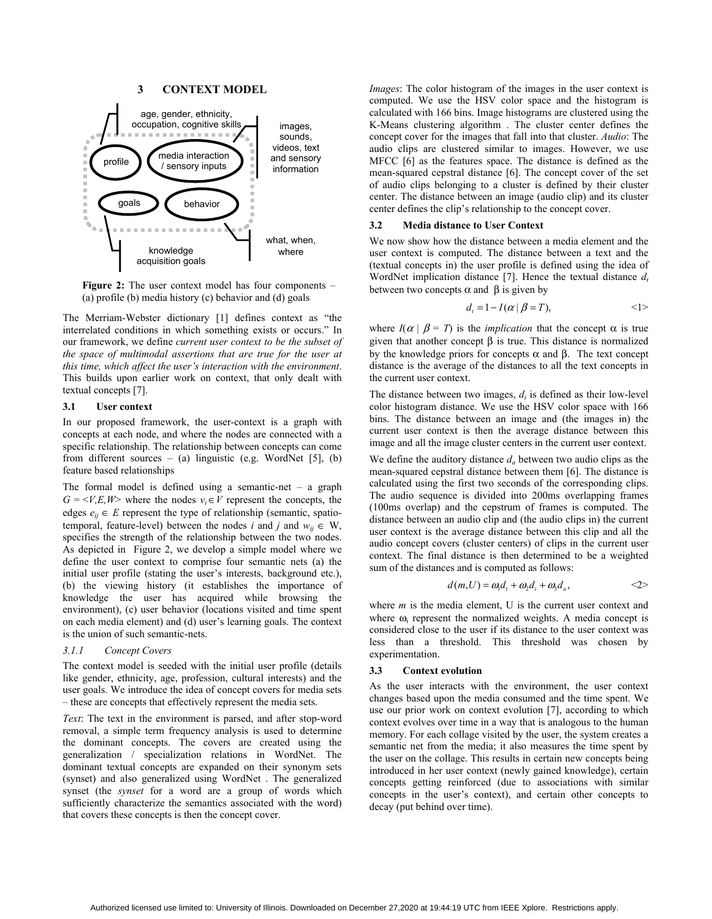## 3 CONTEXT MODEL

age, gender, ethnicity, occupation, cognitive skills

profile

media interaction / sensory inputs

images, sounds, videos, text and sensory information

goals

behavior

knowledge acquisition goals

what, when, where

**Figure 2:** The user context model has four components – (a) profile (b) media history (c) behavior and (d) goals

The Merriam-Webster dictionary [1] defines context as "the interrelated conditions in which something exists or occurs." In our framework, we define *current user context to be the subset of the space of multimodal assertions that are true for the user at this time, which affect the user's interaction with the environment*. This builds upon earlier work on context, that only dealt with textual concepts [7].

### 3.1 User context

In our proposed framework, the user-context is a graph with concepts at each node, and where the nodes are connected with a specific relationship. The relationship between concepts can come from different sources – (a) linguistic (e.g. WordNet [5], (b) feature based relationships

The formal model is defined using a semantic-net – a graph $G = \langle V,E,W \rangle$ where the nodes $v_i \in V$ represent the concepts, the edges $e_{ij} \in E$ represent the type of relationship (semantic, spatio-temporal, feature-level) between the nodes $i$ and $j$ and $w_{ij} \in$ W, specifies the strength of the relationship between the two nodes. As depicted in Figure 2, we develop a simple model where we define the user context to comprise four semantic nets (a) the initial user profile (stating the user's interests, background etc.), (b) the viewing history (it establishes the importance of knowledge the user has acquired while browsing the environment), (c) user behavior (locations visited and time spent on each media element) and (d) user's learning goals. The context is the union of such semantic-nets.

#### 3.1.1 Concept Covers

The context model is seeded with the initial user profile (details like gender, ethnicity, age, profession, cultural interests) and the user goals. We introduce the idea of concept covers for media sets – these are concepts that effectively represent the media sets.

*Text*: The text in the environment is parsed, and after stop-word removal, a simple term frequency analysis is used to determine the dominant concepts. The covers are created using the generalization / specialization relations in WordNet. The dominant textual concepts are expanded on their synonym sets (synset) and also generalized using WordNet . The generalized synset (the *synset* for a word are a group of words which sufficiently characterize the semantics associated with the word) that covers these concepts is then the concept cover.

*Images*: The color histogram of the images in the user context is computed. We use the HSV color space and the histogram is calculated with 166 bins. Image histograms are clustered using the K-Means clustering algorithm . The cluster center defines the concept cover for the images that fall into that cluster. *Audio*: The audio clips are clustered similar to images. However, we use MFCC [6] as the features space. The distance is defined as the mean-squared cepstral distance [6]. The concept cover of the set of audio clips belonging to a cluster is defined by their cluster center. The distance between an image (audio clip) and its cluster center defines the clip's relationship to the concept cover.

### 3.2 Media distance to User Context

We now show how the distance between a media element and the user context is computed. The distance between a text and the (textual concepts in) the user profile is defined using the idea of WordNet implication distance [7]. Hence the textual distance $d_t$ between two concepts $\alpha$ and $\beta$ is given by

$$d_t = 1 - I(\alpha \mid \beta = T), \qquad \text{<1>}$$

where $I(\alpha \mid \beta = T)$ is the *implication* that the concept $\alpha$ is true given that another concept $\beta$ is true. This distance is normalized by the knowledge priors for concepts $\alpha$ and $\beta$. The text concept distance is the average of the distances to all the text concepts in the current user context.

The distance between two images, $d_i$ is defined as their low-level color histogram distance. We use the HSV color space with 166 bins. The distance between an image and (the images in) the current user context is then the average distance between this image and all the image cluster centers in the current user context.

We define the auditory distance $d_a$ between two audio clips as the mean-squared cepstral distance between them [6]. The distance is calculated using the first two seconds of the corresponding clips. The audio sequence is divided into 200ms overlapping frames (100ms overlap) and the cepstrum of frames is computed. The distance between an audio clip and (the audio clips in) the current user context is the average distance between this clip and all the audio concept covers (cluster centers) of clips in the current user context. The final distance is then determined to be a weighted sum of the distances and is computed as follows:

$$d(m,U) = \omega_1 d_t + \omega_2 d_i + \omega_3 d_a, \qquad \text{<2>}$$

where $m$ is the media element, U is the current user context and where $\omega_i$ represent the normalized weights. A media concept is considered close to the user if its distance to the user context was less than a threshold. This threshold was chosen by experimentation.

### 3.3 Context evolution

As the user interacts with the environment, the user context changes based upon the media consumed and the time spent. We use our prior work on context evolution [7], according to which context evolves over time in a way that is analogous to the human memory. For each collage visited by the user, the system creates a semantic net from the media; it also measures the time spent by the user on the collage. This results in certain new concepts being introduced in her user context (newly gained knowledge), certain concepts getting reinforced (due to associations with similar concepts in the user's context), and certain other concepts to decay (put behind over time).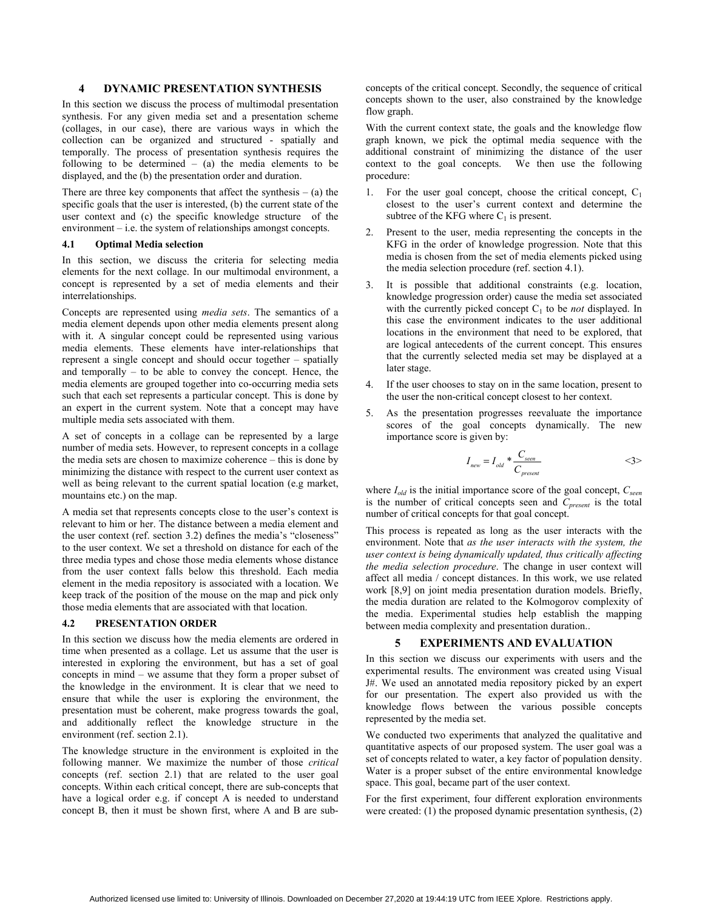# 4 DYNAMIC PRESENTATION SYNTHESIS

In this section we discuss the process of multimodal presentation synthesis. For any given media set and a presentation scheme (collages, in our case), there are various ways in which the collection can be organized and structured - spatially and temporally. The process of presentation synthesis requires the following to be determined – (a) the media elements to be displayed, and the (b) the presentation order and duration.

There are three key components that affect the synthesis – (a) the specific goals that the user is interested, (b) the current state of the user context and (c) the specific knowledge structure of the environment – i.e. the system of relationships amongst concepts.

## 4.1 Optimal Media selection

In this section, we discuss the criteria for selecting media elements for the next collage. In our multimodal environment, a concept is represented by a set of media elements and their interrelationships.

Concepts are represented using *media sets*. The semantics of a media element depends upon other media elements present along with it. A singular concept could be represented using various media elements. These elements have inter-relationships that represent a single concept and should occur together – spatially and temporally – to be able to convey the concept. Hence, the media elements are grouped together into co-occurring media sets such that each set represents a particular concept. This is done by an expert in the current system. Note that a concept may have multiple media sets associated with them.

A set of concepts in a collage can be represented by a large number of media sets. However, to represent concepts in a collage the media sets are chosen to maximize coherence – this is done by minimizing the distance with respect to the current user context as well as being relevant to the current spatial location (e.g market, mountains etc.) on the map.

A media set that represents concepts close to the user's context is relevant to him or her. The distance between a media element and the user context (ref. section 3.2) defines the media's "closeness" to the user context. We set a threshold on distance for each of the three media types and chose those media elements whose distance from the user context falls below this threshold. Each media element in the media repository is associated with a location. We keep track of the position of the mouse on the map and pick only those media elements that are associated with that location.

## 4.2 PRESENTATION ORDER

In this section we discuss how the media elements are ordered in time when presented as a collage. Let us assume that the user is interested in exploring the environment, but has a set of goal concepts in mind – we assume that they form a proper subset of the knowledge in the environment. It is clear that we need to ensure that while the user is exploring the environment, the presentation must be coherent, make progress towards the goal, and additionally reflect the knowledge structure in the environment (ref. section 2.1).

The knowledge structure in the environment is exploited in the following manner. We maximize the number of those *critical* concepts (ref. section 2.1) that are related to the user goal concepts. Within each critical concept, there are sub-concepts that have a logical order e.g. if concept A is needed to understand concept B, then it must be shown first, where A and B are sub-concepts of the critical concept. Secondly, the sequence of critical concepts shown to the user, also constrained by the knowledge flow graph.

With the current context state, the goals and the knowledge flow graph known, we pick the optimal media sequence with the additional constraint of minimizing the distance of the user context to the goal concepts. We then use the following procedure:

1. For the user goal concept, choose the critical concept, $C_1$ closest to the user's current context and determine the subtree of the KFG where $C_1$ is present.
2. Present to the user, media representing the concepts in the KFG in the order of knowledge progression. Note that this media is chosen from the set of media elements picked using the media selection procedure (ref. section 4.1).
3. It is possible that additional constraints (e.g. location, knowledge progression order) cause the media set associated with the currently picked concept $C_1$ to be *not* displayed. In this case the environment indicates to the user additional locations in the environment that need to be explored, that are logical antecedents of the current concept. This ensures that the currently selected media set may be displayed at a later stage.
4. If the user chooses to stay on in the same location, present to the user the non-critical concept closest to her context.
5. As the presentation progresses reevaluate the importance scores of the goal concepts dynamically. The new importance score is given by:

$$I_{new} = I_{old} * \frac{C_{seen}}{C_{present}} \qquad <3>$$

where $I_{old}$ is the initial importance score of the goal concept, $C_{seen}$ is the number of critical concepts seen and $C_{present}$ is the total number of critical concepts for that goal concept.

This process is repeated as long as the user interacts with the environment. Note that *as the user interacts with the system, the user context is being dynamically updated, thus critically affecting the media selection procedure*. The change in user context will affect all media / concept distances. In this work, we use related work [8,9] on joint media presentation duration models. Briefly, the media duration are related to the Kolmogorov complexity of the media. Experimental studies help establish the mapping between media complexity and presentation duration..

# 5 EXPERIMENTS AND EVALUATION

In this section we discuss our experiments with users and the experimental results. The environment was created using Visual J#. We used an annotated media repository picked by an expert for our presentation. The expert also provided us with the knowledge flows between the various possible concepts represented by the media set.

We conducted two experiments that analyzed the qualitative and quantitative aspects of our proposed system. The user goal was a set of concepts related to water, a key factor of population density. Water is a proper subset of the entire environmental knowledge space. This goal, became part of the user context.

For the first experiment, four different exploration environments were created: (1) the proposed dynamic presentation synthesis, (2)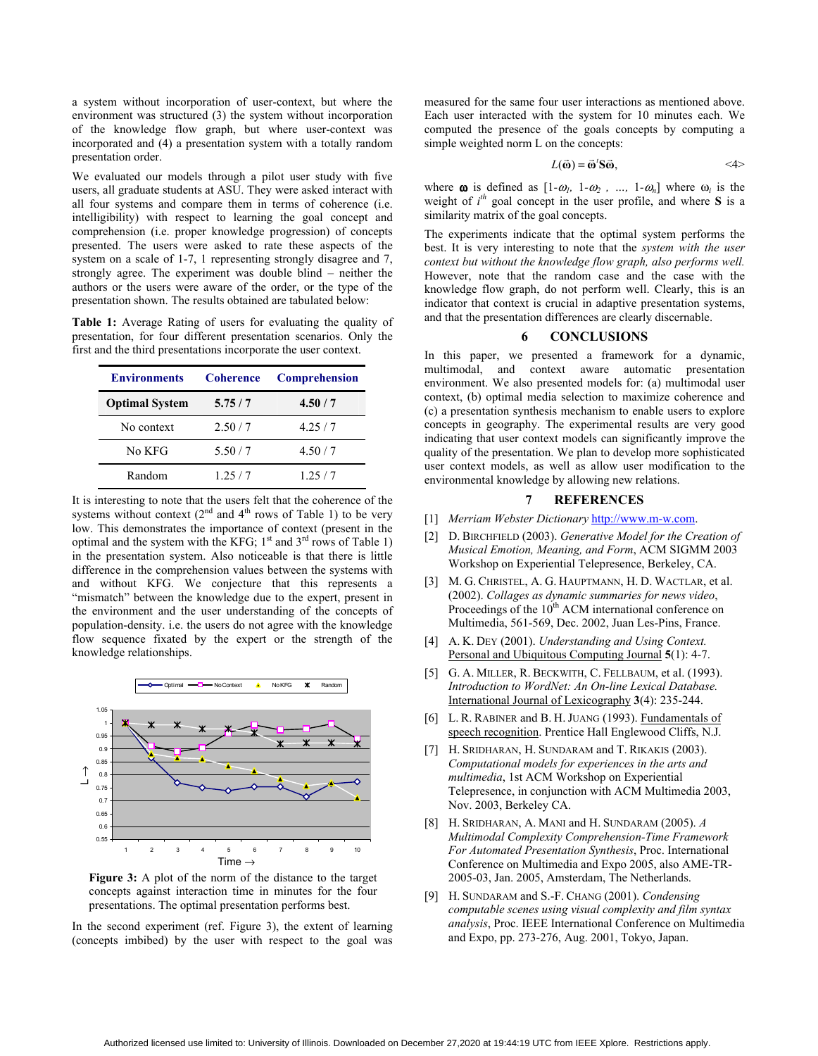a system without incorporation of user-context, but where the environment was structured (3) the system without incorporation of the knowledge flow graph, but where user-context was incorporated and (4) a presentation system with a totally random presentation order.

We evaluated our models through a pilot user study with five users, all graduate students at ASU. They were asked interact with all four systems and compare them in terms of coherence (i.e. intelligibility) with respect to learning the goal concept and comprehension (i.e. proper knowledge progression) of concepts presented. The users were asked to rate these aspects of the system on a scale of 1-7, 1 representing strongly disagree and 7, strongly agree. The experiment was double blind – neither the authors or the users were aware of the order, or the type of the presentation shown. The results obtained are tabulated below:

**Table 1:** Average Rating of users for evaluating the quality of presentation, for four different presentation scenarios. Only the first and the third presentations incorporate the user context.

| Environments | Coherence | Comprehension |
|---|---|---|
| **Optimal System** | **5.75 / 7** | **4.50 / 7** |
| No context | 2.50 / 7 | 4.25 / 7 |
| No KFG | 5.50 / 7 | 4.50 / 7 |
| Random | 1.25 / 7 | 1.25 / 7 |

It is interesting to note that the users felt that the coherence of the systems without context (2nd and 4th rows of Table 1) to be very low. This demonstrates the importance of context (present in the optimal and the system with the KFG; 1st and 3rd rows of Table 1) in the presentation system. Also noticeable is that there is little difference in the comprehension values between the systems with and without KFG. We conjecture that this represents a "mismatch" between the knowledge due to the expert, present in the environment and the user understanding of the concepts of population-density. i.e. the users do not agree with the knowledge flow sequence fixated by the expert or the strength of the knowledge relationships.

Optimal
No Context
No KFG
Random

1.05
1
0.95
0.9
0.85
0.8
0.75
0.7
0.65
0.6
0.55

L →

1 2 3 4 5 6 7 8 9 10

Time →

**Figure 3:** A plot of the norm of the distance to the target concepts against interaction time in minutes for the four presentations. The optimal presentation performs best.

In the second experiment (ref. Figure 3), the extent of learning (concepts imbibed) by the user with respect to the goal was measured for the same four user interactions as mentioned above. Each user interacted with the system for 10 minutes each. We computed the presence of the goals concepts by computing a simple weighted norm L on the concepts:

$$L(\vec{\boldsymbol{\omega}}) = \vec{\boldsymbol{\omega}}^{t}\mathbf{S}\vec{\boldsymbol{\omega}}, \qquad \text{<4>}$$

where $\boldsymbol{\omega}$ is defined as $[1-\omega_1, 1-\omega_2, \ldots, 1-\omega_n]$ where $\omega_i$ is the weight of $i^{th}$ goal concept in the user profile, and where $\mathbf{S}$ is a similarity matrix of the goal concepts.

The experiments indicate that the optimal system performs the best. It is very interesting to note that the *system with the user context but without the knowledge flow graph, also performs well.* However, note that the random case and the case with the knowledge flow graph, do not perform well. Clearly, this is an indicator that context is crucial in adaptive presentation systems, and that the presentation differences are clearly discernable.

# 6 CONCLUSIONS

In this paper, we presented a framework for a dynamic, multimodal, and context aware automatic presentation environment. We also presented models for: (a) multimodal user context, (b) optimal media selection to maximize coherence and (c) a presentation synthesis mechanism to enable users to explore concepts in geography. The experimental results are very good indicating that user context models can significantly improve the quality of the presentation. We plan to develop more sophisticated user context models, as well as allow user modification to the environmental knowledge by allowing new relations.

# 7 REFERENCES

[1] *Merriam Webster Dictionary* http://www.m-w.com.

[2] D. Birchfield (2003). *Generative Model for the Creation of Musical Emotion, Meaning, and Form*, ACM SIGMM 2003 Workshop on Experiential Telepresence, Berkeley, CA.

[3] M. G. Christel, A. G. Hauptmann, H. D. Wactlar, et al. (2002). *Collages as dynamic summaries for news video*, Proceedings of the 10th ACM international conference on Multimedia, 561-569, Dec. 2002, Juan Les-Pins, France.

[4] A. K. Dey (2001). *Understanding and Using Context.* Personal and Ubiquitous Computing Journal **5**(1): 4-7.

[5] G. A. Miller, R. Beckwith, C. Fellbaum, et al. (1993). *Introduction to WordNet: An On-line Lexical Database.* International Journal of Lexicography **3**(4): 235-244.

[6] L. R. Rabiner and B. H. Juang (1993). Fundamentals of speech recognition. Prentice Hall Englewood Cliffs, N.J.

[7] H. Sridharan, H. Sundaram and T. Rikakis (2003). *Computational models for experiences in the arts and multimedia*, 1st ACM Workshop on Experiential Telepresence, in conjunction with ACM Multimedia 2003, Nov. 2003, Berkeley CA.

[8] H. Sridharan, A. Mani and H. Sundaram (2005). *A Multimodal Complexity Comprehension-Time Framework For Automated Presentation Synthesis*, Proc. International Conference on Multimedia and Expo 2005, also AME-TR-2005-03, Jan. 2005, Amsterdam, The Netherlands.

[9] H. Sundaram and S.-F. Chang (2001). *Condensing computable scenes using visual complexity and film syntax analysis*, Proc. IEEE International Conference on Multimedia and Expo, pp. 273-276, Aug. 2001, Tokyo, Japan.